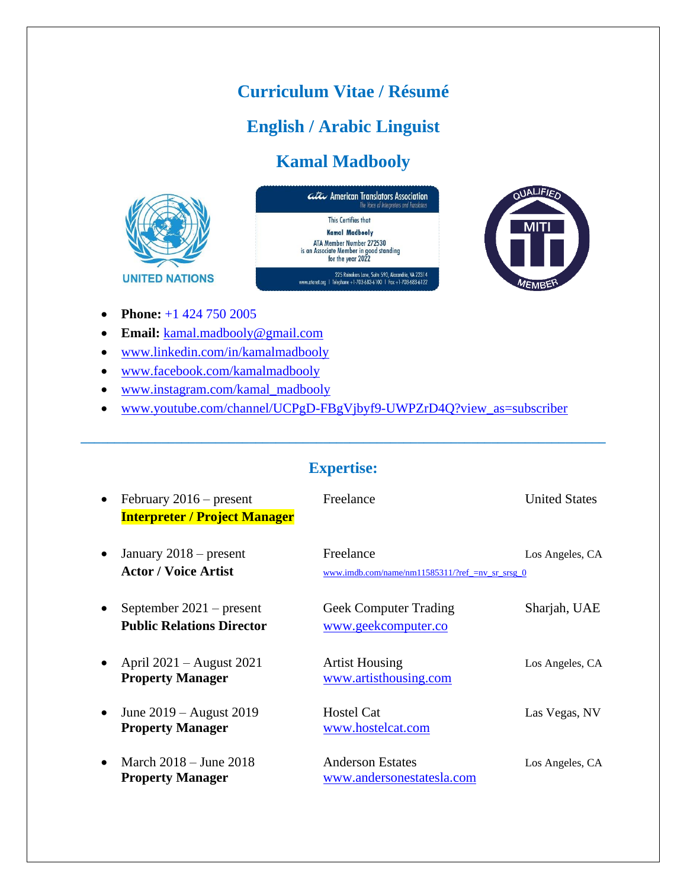# Curriculum Vitae / Résumé

## English / Arabic Linguist

## Kamal Madbooly

UNITED NATIONS

American Translators Association
The Voice of Interpreters and Translators
This Certifies that
Kamal Madbooly
ATA Member Number 272530
is an Associate Member in good standing
for the year 2022
225 Reinekers Lane, Suite 590, Alexandria, VA 22314
www.atanet.org | Telephone +1-703-683-6100 | Fax +1-703-683-6122

QUALIFIED MITI MEMBER

- **Phone:** +1 424 750 2005
- **Email:** kamal.madbooly@gmail.com
- www.linkedin.com/in/kamalmadbooly
- www.facebook.com/kamalmadbooly
- www.instagram.com/kamal_madbooly
- www.youtube.com/channel/UCPgD-FBgVjbyf9-UWPZrD4Q?view_as=subscriber

---

## Expertise:

- February 2016 – present — Freelance — United States
  **Interpreter / Project Manager**

- January 2018 – present — Freelance — Los Angeles, CA
  **Actor / Voice Artist** — www.imdb.com/name/nm11585311/?ref_=nv_sr_srsg_0

- September 2021 – present — Geek Computer Trading — Sharjah, UAE
  **Public Relations Director** — www.geekcomputer.co

- April 2021 – August 2021 — Artist Housing — Los Angeles, CA
  **Property Manager** — www.artisthousing.com

- June 2019 – August 2019 — Hostel Cat — Las Vegas, NV
  **Property Manager** — www.hostelcat.com

- March 2018 – June 2018 — Anderson Estates — Los Angeles, CA
  **Property Manager** — www.andersonestatesla.com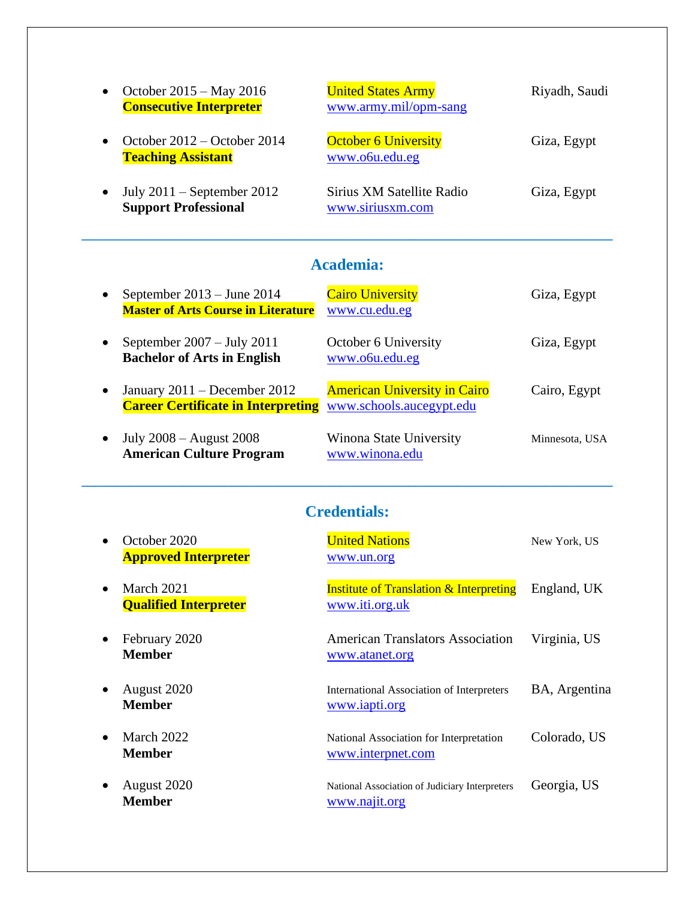- October 2015 – May 2016 — United States Army — Riyadh, Saudi
  **Consecutive Interpreter** — www.army.mil/opm-sang

- October 2012 – October 2014 — October 6 University — Giza, Egypt
  **Teaching Assistant** — www.o6u.edu.eg

- July 2011 – September 2012 — Sirius XM Satellite Radio — Giza, Egypt
  **Support Professional** — www.siriusxm.com

---

## Academia:

- September 2013 – June 2014 — Cairo University — Giza, Egypt
  **Master of Arts Course in Literature** — www.cu.edu.eg

- September 2007 – July 2011 — October 6 University — Giza, Egypt
  **Bachelor of Arts in English** — www.o6u.edu.eg

- January 2011 – December 2012 — American University in Cairo — Cairo, Egypt
  **Career Certificate in Interpreting** — www.schools.aucegypt.edu

- July 2008 – August 2008 — Winona State University — Minnesota, USA
  **American Culture Program** — www.winona.edu

---

## Credentials:

- October 2020 — United Nations — New York, US
  **Approved Interpreter** — www.un.org

- March 2021 — Institute of Translation & Interpreting — England, UK
  **Qualified Interpreter** — www.iti.org.uk

- February 2020 — American Translators Association — Virginia, US
  **Member** — www.atanet.org

- August 2020 — International Association of Interpreters — BA, Argentina
  **Member** — www.iapti.org

- March 2022 — National Association for Interpretation — Colorado, US
  **Member** — www.interpnet.com

- August 2020 — National Association of Judiciary Interpreters — Georgia, US
  **Member** — www.najit.org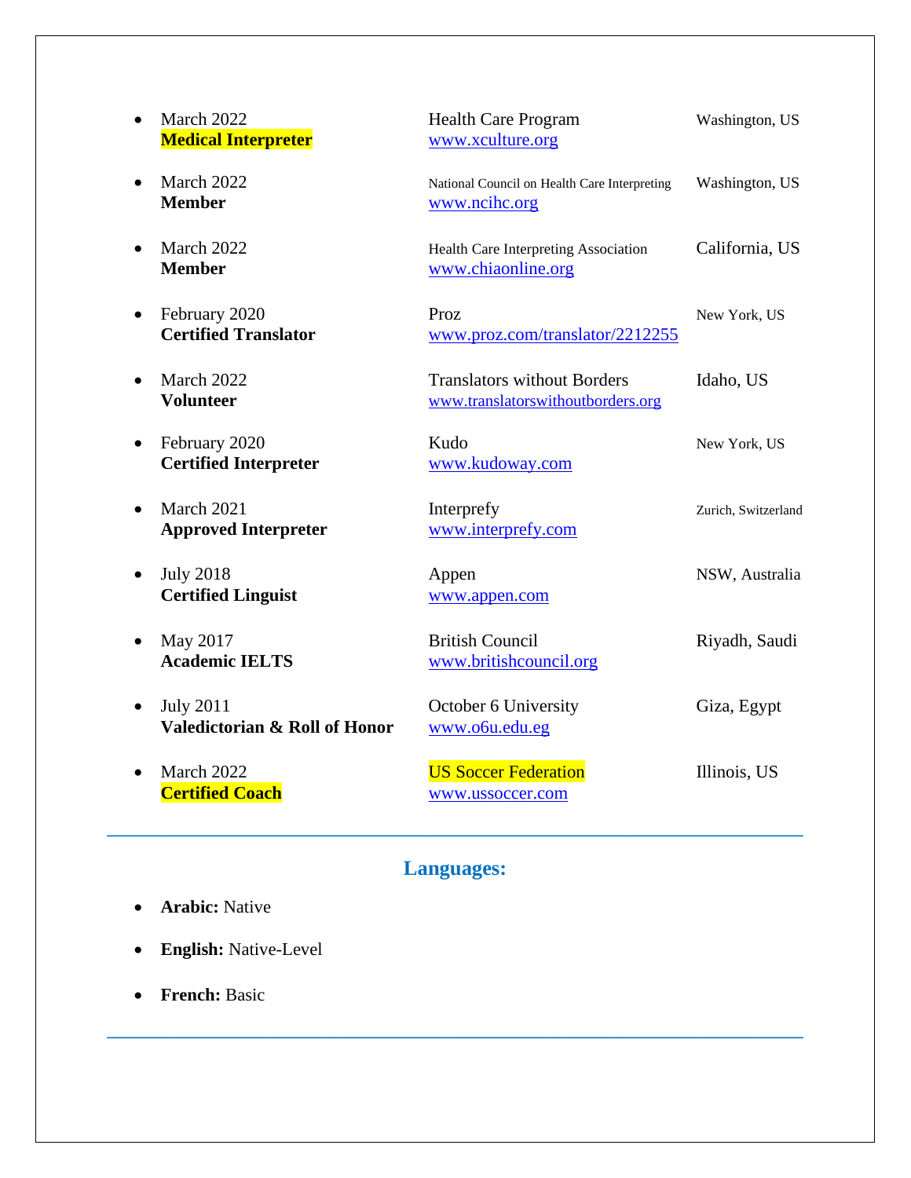- March 2022 **Medical Interpreter** — Health Care Program, www.xculture.org — Washington, US

- March 2022 **Member** — National Council on Health Care Interpreting, www.ncihc.org — Washington, US

- March 2022 **Member** — Health Care Interpreting Association, www.chiaonline.org — California, US

- February 2020 **Certified Translator** — Proz, www.proz.com/translator/2212255 — New York, US

- March 2022 **Volunteer** — Translators without Borders, www.translatorswithoutborders.org — Idaho, US

- February 2020 **Certified Interpreter** — Kudo, www.kudoway.com — New York, US

- March 2021 **Approved Interpreter** — Interprefy, www.interprefy.com — Zurich, Switzerland

- July 2018 **Certified Linguist** — Appen, www.appen.com — NSW, Australia

- May 2017 **Academic IELTS** — British Council, www.britishcouncil.org — Riyadh, Saudi

- July 2011 **Valedictorian & Roll of Honor** — October 6 University, www.o6u.edu.eg — Giza, Egypt

- March 2022 **Certified Coach** — US Soccer Federation, www.ussoccer.com — Illinois, US

---

## Languages:

- **Arabic:** Native
- **English:** Native-Level
- **French:** Basic

---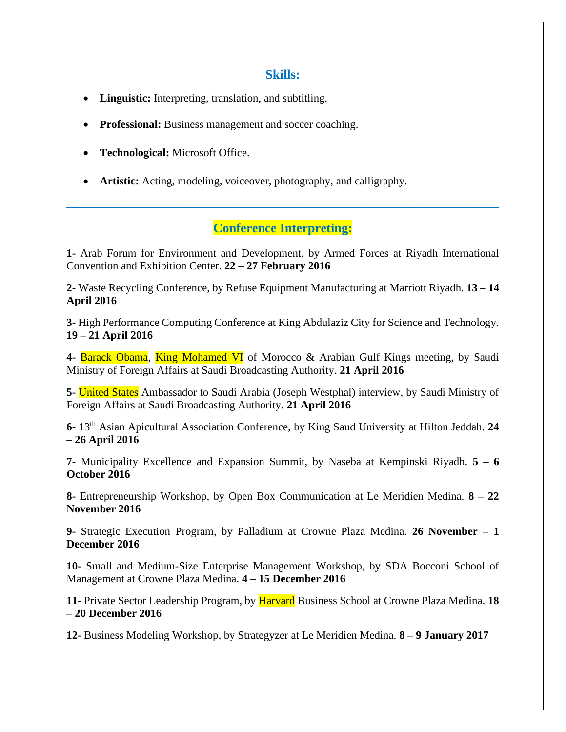## Skills:

- **Linguistic:** Interpreting, translation, and subtitling.
- **Professional:** Business management and soccer coaching.
- **Technological:** Microsoft Office.
- **Artistic:** Acting, modeling, voiceover, photography, and calligraphy.

---

## Conference Interpreting:

**1-** Arab Forum for Environment and Development, by Armed Forces at Riyadh International Convention and Exhibition Center. **22 – 27 February 2016**

**2-** Waste Recycling Conference, by Refuse Equipment Manufacturing at Marriott Riyadh. **13 – 14 April 2016**

**3-** High Performance Computing Conference at King Abdulaziz City for Science and Technology. **19 – 21 April 2016**

**4-** Barack Obama, King Mohamed VI of Morocco & Arabian Gulf Kings meeting, by Saudi Ministry of Foreign Affairs at Saudi Broadcasting Authority. **21 April 2016**

**5-** United States Ambassador to Saudi Arabia (Joseph Westphal) interview, by Saudi Ministry of Foreign Affairs at Saudi Broadcasting Authority. **21 April 2016**

**6-** 13th Asian Apicultural Association Conference, by King Saud University at Hilton Jeddah. **24 – 26 April 2016**

**7-** Municipality Excellence and Expansion Summit, by Naseba at Kempinski Riyadh. **5 – 6 October 2016**

**8-** Entrepreneurship Workshop, by Open Box Communication at Le Meridien Medina. **8 – 22 November 2016**

**9-** Strategic Execution Program, by Palladium at Crowne Plaza Medina. **26 November – 1 December 2016**

**10-** Small and Medium-Size Enterprise Management Workshop, by SDA Bocconi School of Management at Crowne Plaza Medina. **4 – 15 December 2016**

**11-** Private Sector Leadership Program, by Harvard Business School at Crowne Plaza Medina. **18 – 20 December 2016**

**12-** Business Modeling Workshop, by Strategyzer at Le Meridien Medina. **8 – 9 January 2017**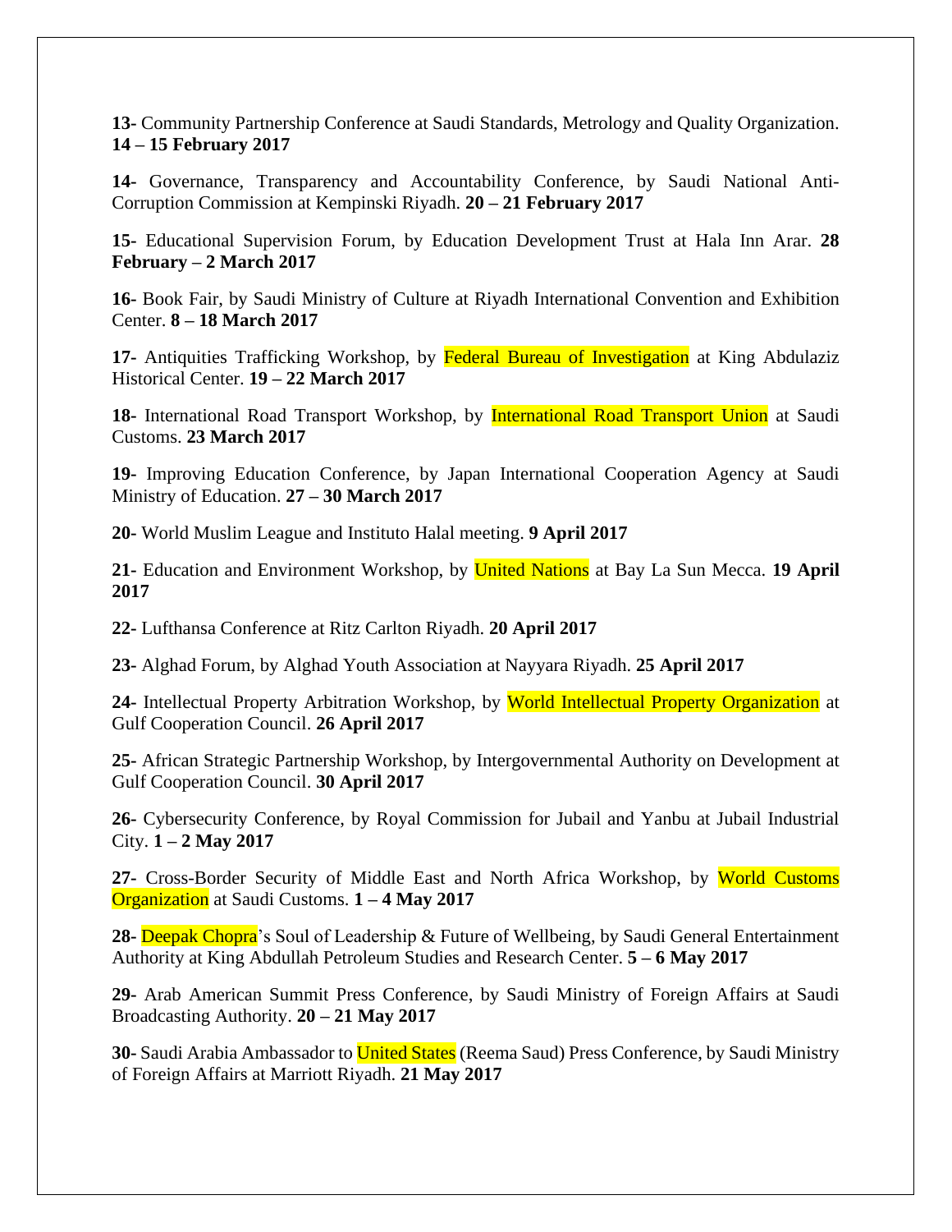**13-** Community Partnership Conference at Saudi Standards, Metrology and Quality Organization. **14 – 15 February 2017**

**14-** Governance, Transparency and Accountability Conference, by Saudi National Anti-Corruption Commission at Kempinski Riyadh. **20 – 21 February 2017**

**15-** Educational Supervision Forum, by Education Development Trust at Hala Inn Arar. **28 February – 2 March 2017**

**16-** Book Fair, by Saudi Ministry of Culture at Riyadh International Convention and Exhibition Center. **8 – 18 March 2017**

**17-** Antiquities Trafficking Workshop, by Federal Bureau of Investigation at King Abdulaziz Historical Center. **19 – 22 March 2017**

**18-** International Road Transport Workshop, by International Road Transport Union at Saudi Customs. **23 March 2017**

**19-** Improving Education Conference, by Japan International Cooperation Agency at Saudi Ministry of Education. **27 – 30 March 2017**

**20-** World Muslim League and Instituto Halal meeting. **9 April 2017**

**21-** Education and Environment Workshop, by United Nations at Bay La Sun Mecca. **19 April 2017**

**22-** Lufthansa Conference at Ritz Carlton Riyadh. **20 April 2017**

**23-** Alghad Forum, by Alghad Youth Association at Nayyara Riyadh. **25 April 2017**

**24-** Intellectual Property Arbitration Workshop, by World Intellectual Property Organization at Gulf Cooperation Council. **26 April 2017**

**25-** African Strategic Partnership Workshop, by Intergovernmental Authority on Development at Gulf Cooperation Council. **30 April 2017**

**26-** Cybersecurity Conference, by Royal Commission for Jubail and Yanbu at Jubail Industrial City. **1 – 2 May 2017**

**27-** Cross-Border Security of Middle East and North Africa Workshop, by World Customs Organization at Saudi Customs. **1 – 4 May 2017**

**28-** Deepak Chopra's Soul of Leadership & Future of Wellbeing, by Saudi General Entertainment Authority at King Abdullah Petroleum Studies and Research Center. **5 – 6 May 2017**

**29-** Arab American Summit Press Conference, by Saudi Ministry of Foreign Affairs at Saudi Broadcasting Authority. **20 – 21 May 2017**

**30-** Saudi Arabia Ambassador to United States (Reema Saud) Press Conference, by Saudi Ministry of Foreign Affairs at Marriott Riyadh. **21 May 2017**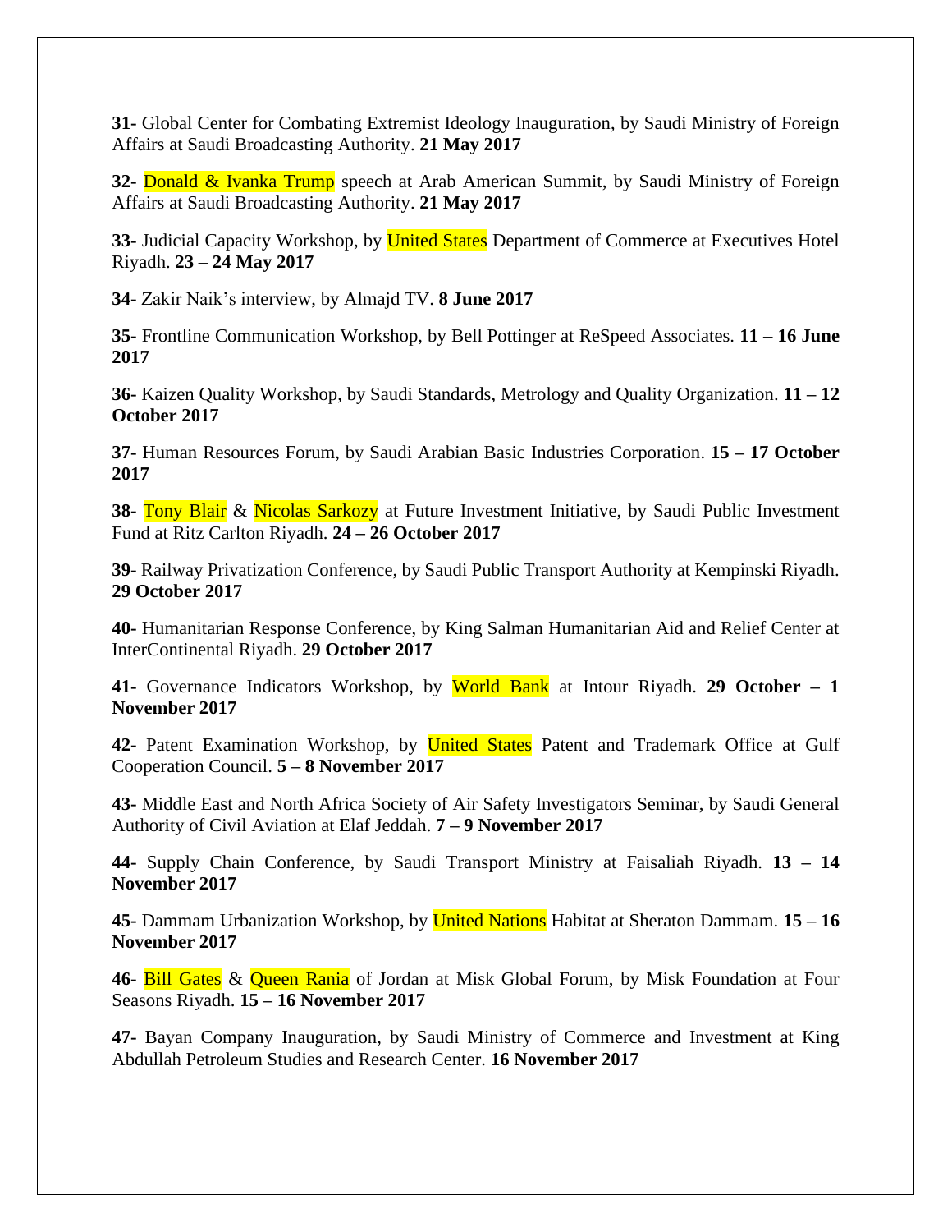**31-** Global Center for Combating Extremist Ideology Inauguration, by Saudi Ministry of Foreign Affairs at Saudi Broadcasting Authority. **21 May 2017**

**32-** Donald & Ivanka Trump speech at Arab American Summit, by Saudi Ministry of Foreign Affairs at Saudi Broadcasting Authority. **21 May 2017**

**33-** Judicial Capacity Workshop, by United States Department of Commerce at Executives Hotel Riyadh. **23 – 24 May 2017**

**34-** Zakir Naik's interview, by Almajd TV. **8 June 2017**

**35-** Frontline Communication Workshop, by Bell Pottinger at ReSpeed Associates. **11 – 16 June 2017**

**36-** Kaizen Quality Workshop, by Saudi Standards, Metrology and Quality Organization. **11 – 12 October 2017**

**37-** Human Resources Forum, by Saudi Arabian Basic Industries Corporation. **15 – 17 October 2017**

**38-** Tony Blair & Nicolas Sarkozy at Future Investment Initiative, by Saudi Public Investment Fund at Ritz Carlton Riyadh. **24 – 26 October 2017**

**39-** Railway Privatization Conference, by Saudi Public Transport Authority at Kempinski Riyadh. **29 October 2017**

**40-** Humanitarian Response Conference, by King Salman Humanitarian Aid and Relief Center at InterContinental Riyadh. **29 October 2017**

**41-** Governance Indicators Workshop, by World Bank at Intour Riyadh. **29 October – 1 November 2017**

**42-** Patent Examination Workshop, by United States Patent and Trademark Office at Gulf Cooperation Council. **5 – 8 November 2017**

**43-** Middle East and North Africa Society of Air Safety Investigators Seminar, by Saudi General Authority of Civil Aviation at Elaf Jeddah. **7 – 9 November 2017**

**44-** Supply Chain Conference, by Saudi Transport Ministry at Faisaliah Riyadh. **13 – 14 November 2017**

**45-** Dammam Urbanization Workshop, by United Nations Habitat at Sheraton Dammam. **15 – 16 November 2017**

**46-** Bill Gates & Queen Rania of Jordan at Misk Global Forum, by Misk Foundation at Four Seasons Riyadh. **15 – 16 November 2017**

**47-** Bayan Company Inauguration, by Saudi Ministry of Commerce and Investment at King Abdullah Petroleum Studies and Research Center. **16 November 2017**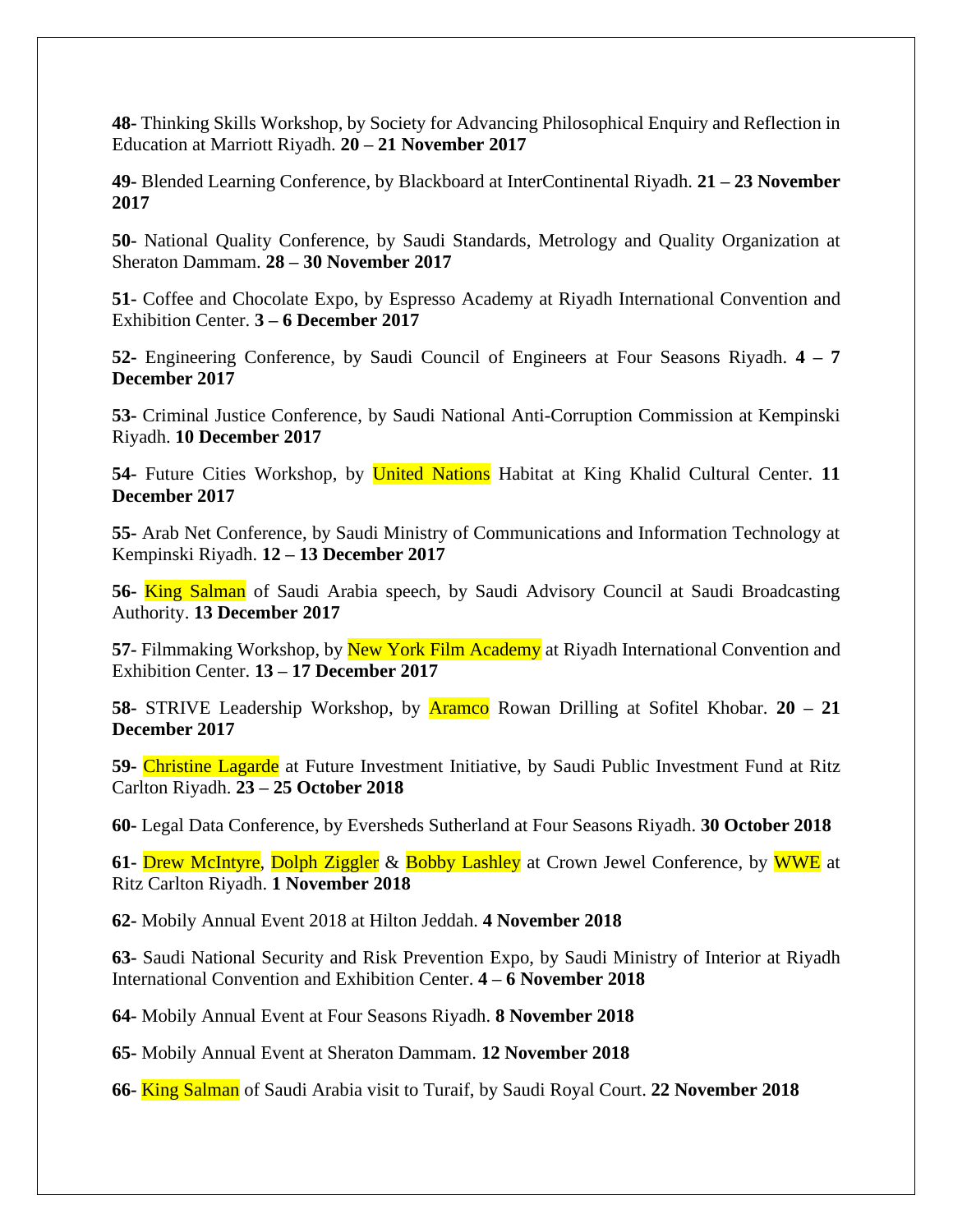**48-** Thinking Skills Workshop, by Society for Advancing Philosophical Enquiry and Reflection in Education at Marriott Riyadh. **20 – 21 November 2017**

**49-** Blended Learning Conference, by Blackboard at InterContinental Riyadh. **21 – 23 November 2017**

**50-** National Quality Conference, by Saudi Standards, Metrology and Quality Organization at Sheraton Dammam. **28 – 30 November 2017**

**51-** Coffee and Chocolate Expo, by Espresso Academy at Riyadh International Convention and Exhibition Center. **3 – 6 December 2017**

**52-** Engineering Conference, by Saudi Council of Engineers at Four Seasons Riyadh. **4 – 7 December 2017**

**53-** Criminal Justice Conference, by Saudi National Anti-Corruption Commission at Kempinski Riyadh. **10 December 2017**

**54-** Future Cities Workshop, by United Nations Habitat at King Khalid Cultural Center. **11 December 2017**

**55-** Arab Net Conference, by Saudi Ministry of Communications and Information Technology at Kempinski Riyadh. **12 – 13 December 2017**

**56-** King Salman of Saudi Arabia speech, by Saudi Advisory Council at Saudi Broadcasting Authority. **13 December 2017**

**57-** Filmmaking Workshop, by New York Film Academy at Riyadh International Convention and Exhibition Center. **13 – 17 December 2017**

**58-** STRIVE Leadership Workshop, by Aramco Rowan Drilling at Sofitel Khobar. **20 – 21 December 2017**

**59-** Christine Lagarde at Future Investment Initiative, by Saudi Public Investment Fund at Ritz Carlton Riyadh. **23 – 25 October 2018**

**60-** Legal Data Conference, by Eversheds Sutherland at Four Seasons Riyadh. **30 October 2018**

**61**- Drew McIntyre, Dolph Ziggler & Bobby Lashley at Crown Jewel Conference, by WWE at Ritz Carlton Riyadh. **1 November 2018**

**62-** Mobily Annual Event 2018 at Hilton Jeddah. **4 November 2018**

**63-** Saudi National Security and Risk Prevention Expo, by Saudi Ministry of Interior at Riyadh International Convention and Exhibition Center. **4 – 6 November 2018**

**64-** Mobily Annual Event at Four Seasons Riyadh. **8 November 2018**

**65-** Mobily Annual Event at Sheraton Dammam. **12 November 2018**

**66-** King Salman of Saudi Arabia visit to Turaif, by Saudi Royal Court. **22 November 2018**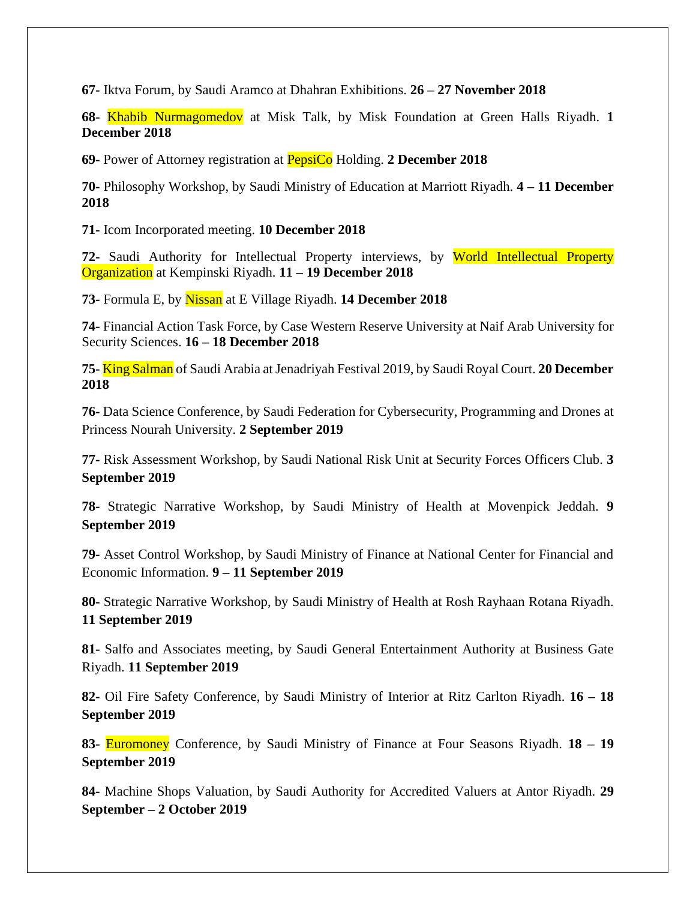**67-** Iktva Forum, by Saudi Aramco at Dhahran Exhibitions. **26 – 27 November 2018**

**68-** Khabib Nurmagomedov at Misk Talk, by Misk Foundation at Green Halls Riyadh. **1 December 2018**

**69-** Power of Attorney registration at PepsiCo Holding. **2 December 2018**

**70-** Philosophy Workshop, by Saudi Ministry of Education at Marriott Riyadh. **4 – 11 December 2018**

**71-** Icom Incorporated meeting. **10 December 2018**

**72-** Saudi Authority for Intellectual Property interviews, by World Intellectual Property Organization at Kempinski Riyadh. **11 – 19 December 2018**

**73-** Formula E, by Nissan at E Village Riyadh. **14 December 2018**

**74-** Financial Action Task Force, by Case Western Reserve University at Naif Arab University for Security Sciences. **16 – 18 December 2018**

**75-** King Salman of Saudi Arabia at Jenadriyah Festival 2019, by Saudi Royal Court. **20 December 2018**

**76-** Data Science Conference, by Saudi Federation for Cybersecurity, Programming and Drones at Princess Nourah University. **2 September 2019**

**77-** Risk Assessment Workshop, by Saudi National Risk Unit at Security Forces Officers Club. **3 September 2019**

**78-** Strategic Narrative Workshop, by Saudi Ministry of Health at Movenpick Jeddah. **9 September 2019**

**79-** Asset Control Workshop, by Saudi Ministry of Finance at National Center for Financial and Economic Information. **9 – 11 September 2019**

**80-** Strategic Narrative Workshop, by Saudi Ministry of Health at Rosh Rayhaan Rotana Riyadh. **11 September 2019**

**81-** Salfo and Associates meeting, by Saudi General Entertainment Authority at Business Gate Riyadh. **11 September 2019**

**82-** Oil Fire Safety Conference, by Saudi Ministry of Interior at Ritz Carlton Riyadh. **16 – 18 September 2019**

**83-** Euromoney Conference, by Saudi Ministry of Finance at Four Seasons Riyadh. **18 – 19 September 2019**

**84-** Machine Shops Valuation, by Saudi Authority for Accredited Valuers at Antor Riyadh. **29 September – 2 October 2019**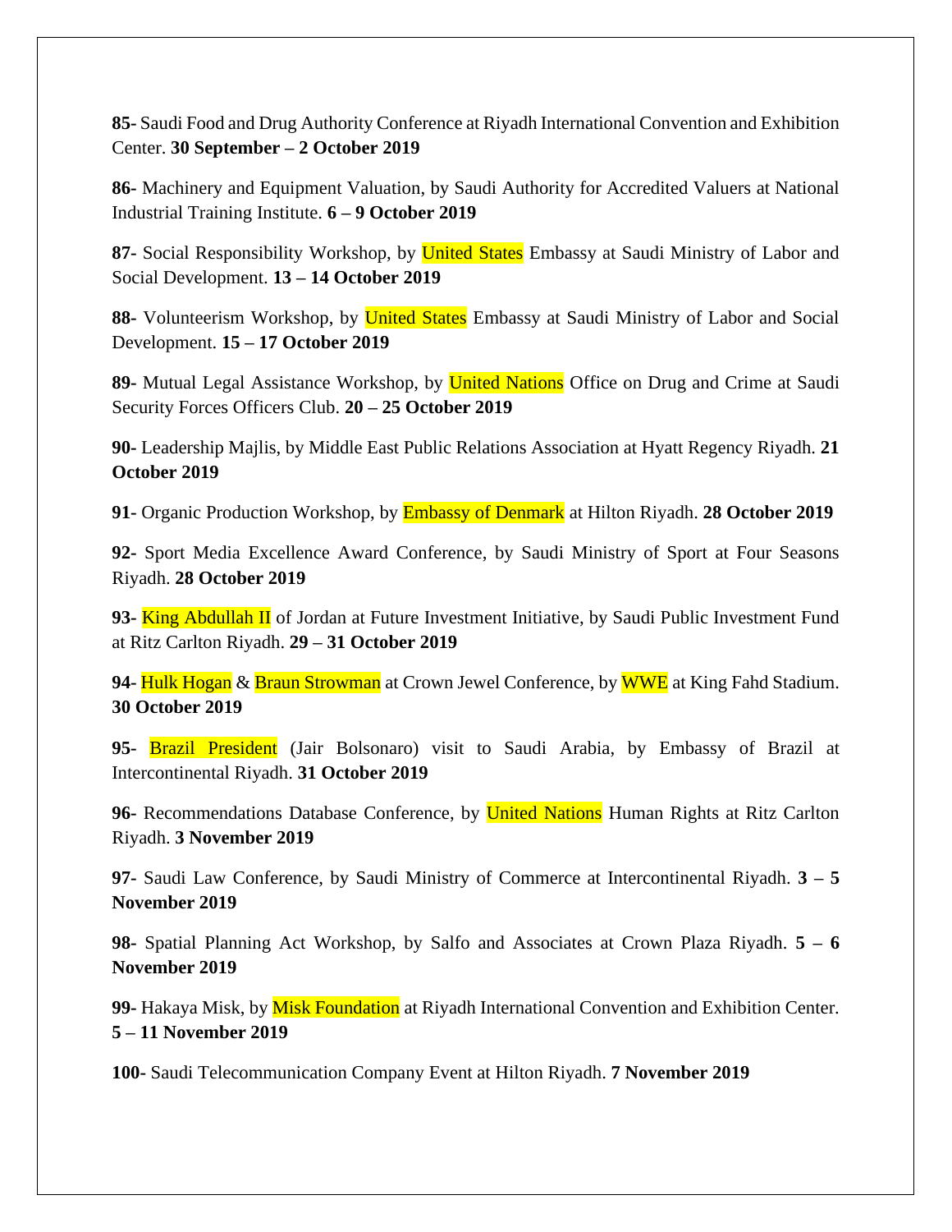**85-** Saudi Food and Drug Authority Conference at Riyadh International Convention and Exhibition Center. **30 September – 2 October 2019**

**86-** Machinery and Equipment Valuation, by Saudi Authority for Accredited Valuers at National Industrial Training Institute. **6 – 9 October 2019**

**87-** Social Responsibility Workshop, by United States Embassy at Saudi Ministry of Labor and Social Development. **13 – 14 October 2019**

**88-** Volunteerism Workshop, by United States Embassy at Saudi Ministry of Labor and Social Development. **15 – 17 October 2019**

**89-** Mutual Legal Assistance Workshop, by United Nations Office on Drug and Crime at Saudi Security Forces Officers Club. **20 – 25 October 2019**

**90-** Leadership Majlis, by Middle East Public Relations Association at Hyatt Regency Riyadh. **21 October 2019**

**91-** Organic Production Workshop, by Embassy of Denmark at Hilton Riyadh. **28 October 2019**

**92-** Sport Media Excellence Award Conference, by Saudi Ministry of Sport at Four Seasons Riyadh. **28 October 2019**

**93-** King Abdullah II of Jordan at Future Investment Initiative, by Saudi Public Investment Fund at Ritz Carlton Riyadh. **29 – 31 October 2019**

**94-** Hulk Hogan & Braun Strowman at Crown Jewel Conference, by WWE at King Fahd Stadium. **30 October 2019**

**95-** Brazil President (Jair Bolsonaro) visit to Saudi Arabia, by Embassy of Brazil at Intercontinental Riyadh. **31 October 2019**

**96-** Recommendations Database Conference, by United Nations Human Rights at Ritz Carlton Riyadh. **3 November 2019**

**97-** Saudi Law Conference, by Saudi Ministry of Commerce at Intercontinental Riyadh. **3 – 5 November 2019**

**98-** Spatial Planning Act Workshop, by Salfo and Associates at Crown Plaza Riyadh. **5 – 6 November 2019**

**99-** Hakaya Misk, by Misk Foundation at Riyadh International Convention and Exhibition Center. **5 – 11 November 2019**

**100-** Saudi Telecommunication Company Event at Hilton Riyadh. **7 November 2019**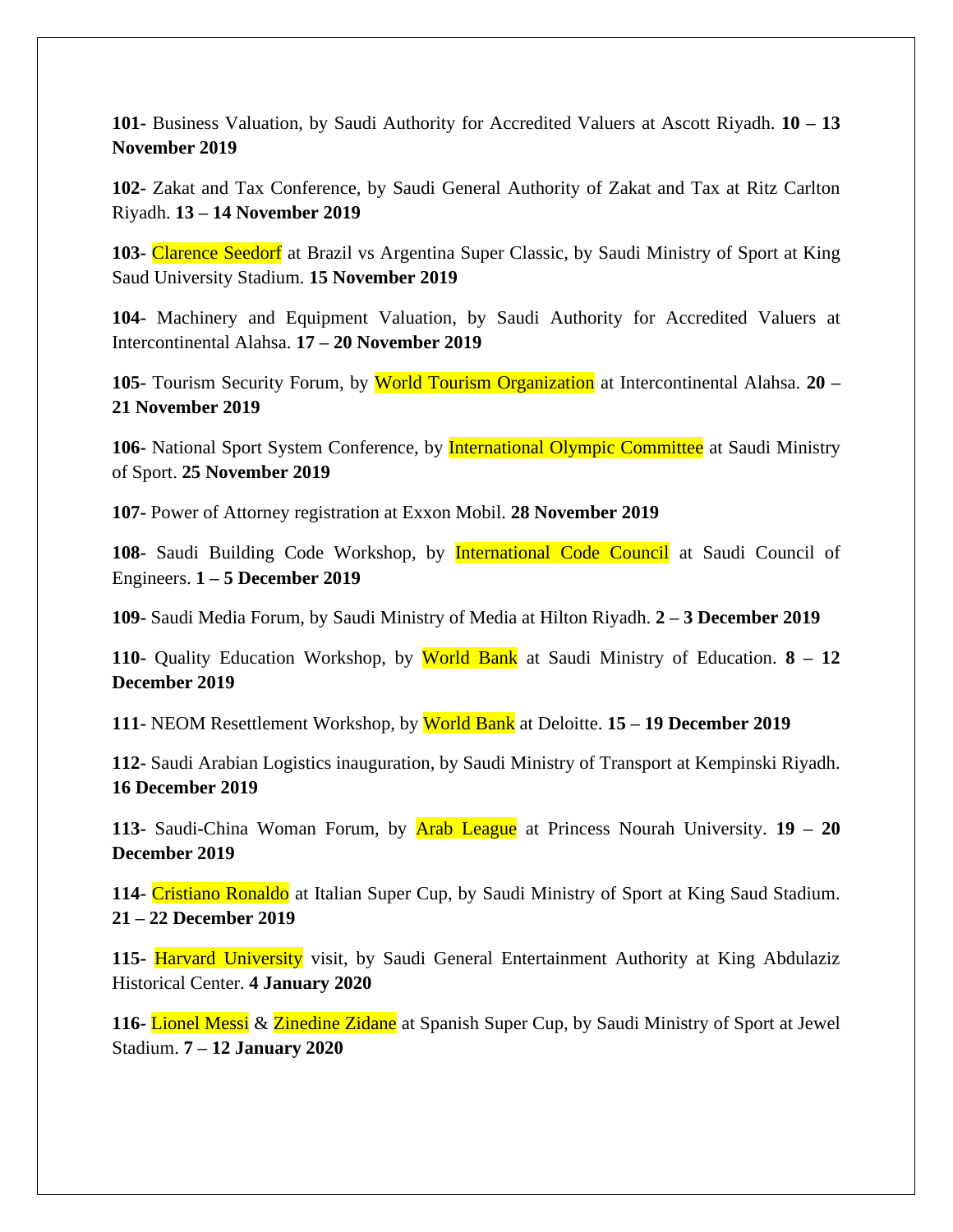**101-** Business Valuation, by Saudi Authority for Accredited Valuers at Ascott Riyadh. **10 – 13 November 2019**

**102-** Zakat and Tax Conference, by Saudi General Authority of Zakat and Tax at Ritz Carlton Riyadh. **13 – 14 November 2019**

**103-** Clarence Seedorf at Brazil vs Argentina Super Classic, by Saudi Ministry of Sport at King Saud University Stadium. **15 November 2019**

**104-** Machinery and Equipment Valuation, by Saudi Authority for Accredited Valuers at Intercontinental Alahsa. **17 – 20 November 2019**

**105-** Tourism Security Forum, by World Tourism Organization at Intercontinental Alahsa. **20 – 21 November 2019**

**106-** National Sport System Conference, by International Olympic Committee at Saudi Ministry of Sport. **25 November 2019**

**107-** Power of Attorney registration at Exxon Mobil. **28 November 2019**

**108-** Saudi Building Code Workshop, by International Code Council at Saudi Council of Engineers. **1 – 5 December 2019**

**109-** Saudi Media Forum, by Saudi Ministry of Media at Hilton Riyadh. **2 – 3 December 2019**

**110-** Quality Education Workshop, by World Bank at Saudi Ministry of Education. **8 – 12 December 2019**

**111-** NEOM Resettlement Workshop, by World Bank at Deloitte. **15 – 19 December 2019**

**112-** Saudi Arabian Logistics inauguration, by Saudi Ministry of Transport at Kempinski Riyadh. **16 December 2019**

**113-** Saudi-China Woman Forum, by Arab League at Princess Nourah University. **19 – 20 December 2019**

**114-** Cristiano Ronaldo at Italian Super Cup, by Saudi Ministry of Sport at King Saud Stadium. **21 – 22 December 2019**

**115-** Harvard University visit, by Saudi General Entertainment Authority at King Abdulaziz Historical Center. **4 January 2020**

**116-** Lionel Messi & Zinedine Zidane at Spanish Super Cup, by Saudi Ministry of Sport at Jewel Stadium. **7 – 12 January 2020**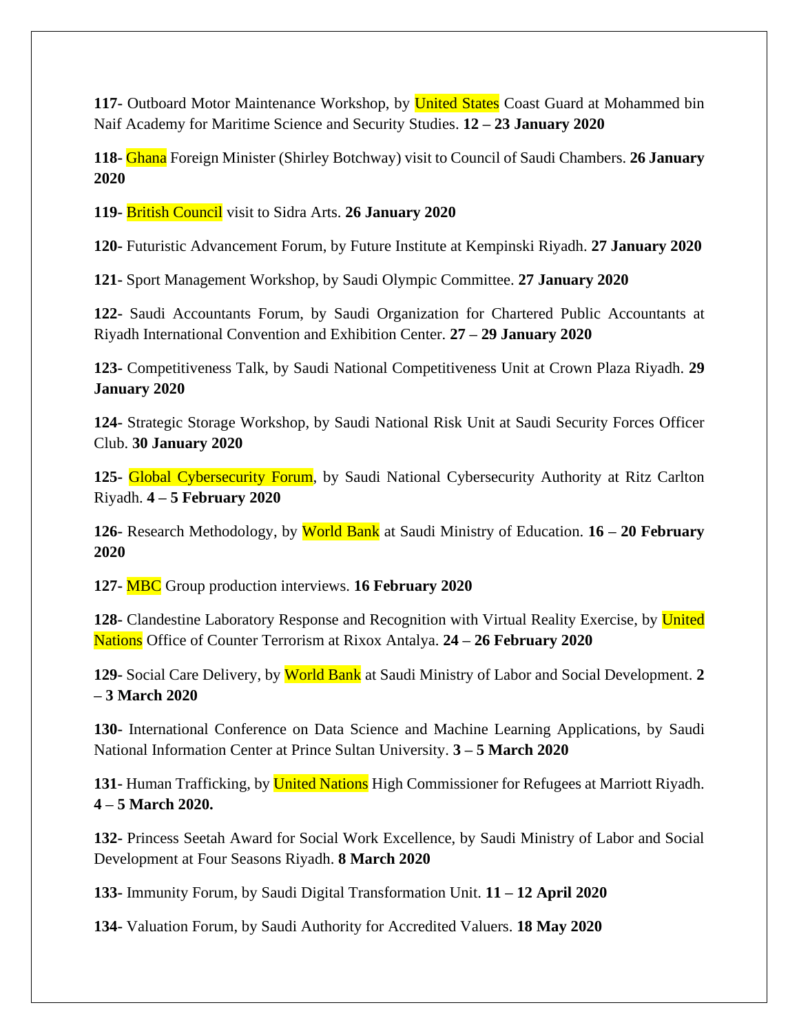**117-** Outboard Motor Maintenance Workshop, by United States Coast Guard at Mohammed bin Naif Academy for Maritime Science and Security Studies. **12 – 23 January 2020**

**118-** Ghana Foreign Minister (Shirley Botchway) visit to Council of Saudi Chambers. **26 January 2020**

**119-** British Council visit to Sidra Arts. **26 January 2020**

**120-** Futuristic Advancement Forum, by Future Institute at Kempinski Riyadh. **27 January 2020**

**121-** Sport Management Workshop, by Saudi Olympic Committee. **27 January 2020**

**122-** Saudi Accountants Forum, by Saudi Organization for Chartered Public Accountants at Riyadh International Convention and Exhibition Center. **27 – 29 January 2020**

**123-** Competitiveness Talk, by Saudi National Competitiveness Unit at Crown Plaza Riyadh. **29 January 2020**

**124-** Strategic Storage Workshop, by Saudi National Risk Unit at Saudi Security Forces Officer Club. **30 January 2020**

**125-** Global Cybersecurity Forum, by Saudi National Cybersecurity Authority at Ritz Carlton Riyadh. **4 – 5 February 2020**

**126-** Research Methodology, by World Bank at Saudi Ministry of Education. **16 – 20 February 2020**

**127-** MBC Group production interviews. **16 February 2020**

**128-** Clandestine Laboratory Response and Recognition with Virtual Reality Exercise, by United Nations Office of Counter Terrorism at Rixox Antalya. **24 – 26 February 2020**

**129-** Social Care Delivery, by World Bank at Saudi Ministry of Labor and Social Development. **2 – 3 March 2020**

**130-** International Conference on Data Science and Machine Learning Applications, by Saudi National Information Center at Prince Sultan University. **3 – 5 March 2020**

**131-** Human Trafficking, by United Nations High Commissioner for Refugees at Marriott Riyadh. **4 – 5 March 2020.**

**132-** Princess Seetah Award for Social Work Excellence, by Saudi Ministry of Labor and Social Development at Four Seasons Riyadh. **8 March 2020**

**133-** Immunity Forum, by Saudi Digital Transformation Unit. **11 – 12 April 2020**

**134-** Valuation Forum, by Saudi Authority for Accredited Valuers. **18 May 2020**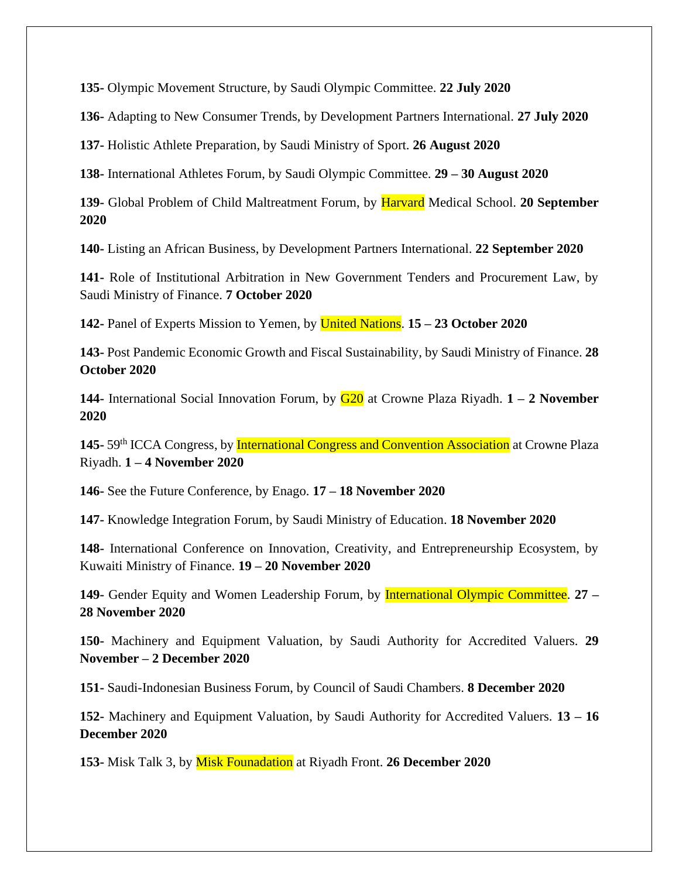**135-** Olympic Movement Structure, by Saudi Olympic Committee. **22 July 2020**

**136-** Adapting to New Consumer Trends, by Development Partners International. **27 July 2020**

**137-** Holistic Athlete Preparation, by Saudi Ministry of Sport. **26 August 2020**

**138-** International Athletes Forum, by Saudi Olympic Committee. **29 – 30 August 2020**

**139-** Global Problem of Child Maltreatment Forum, by Harvard Medical School. **20 September 2020**

**140-** Listing an African Business, by Development Partners International. **22 September 2020**

**141-** Role of Institutional Arbitration in New Government Tenders and Procurement Law, by Saudi Ministry of Finance. **7 October 2020**

**142-** Panel of Experts Mission to Yemen, by United Nations. **15 – 23 October 2020**

**143-** Post Pandemic Economic Growth and Fiscal Sustainability, by Saudi Ministry of Finance. **28 October 2020**

**144-** International Social Innovation Forum, by G20 at Crowne Plaza Riyadh. **1 – 2 November 2020**

**145-** 59th ICCA Congress, by International Congress and Convention Association at Crowne Plaza Riyadh. **1 – 4 November 2020**

**146-** See the Future Conference, by Enago. **17 – 18 November 2020**

**147-** Knowledge Integration Forum, by Saudi Ministry of Education. **18 November 2020**

**148-** International Conference on Innovation, Creativity, and Entrepreneurship Ecosystem, by Kuwaiti Ministry of Finance. **19 – 20 November 2020**

**149-** Gender Equity and Women Leadership Forum, by International Olympic Committee. **27 – 28 November 2020**

**150-** Machinery and Equipment Valuation, by Saudi Authority for Accredited Valuers. **29 November – 2 December 2020**

**151-** Saudi-Indonesian Business Forum, by Council of Saudi Chambers. **8 December 2020**

**152-** Machinery and Equipment Valuation, by Saudi Authority for Accredited Valuers. **13 – 16 December 2020**

**153-** Misk Talk 3, by Misk Founadation at Riyadh Front. **26 December 2020**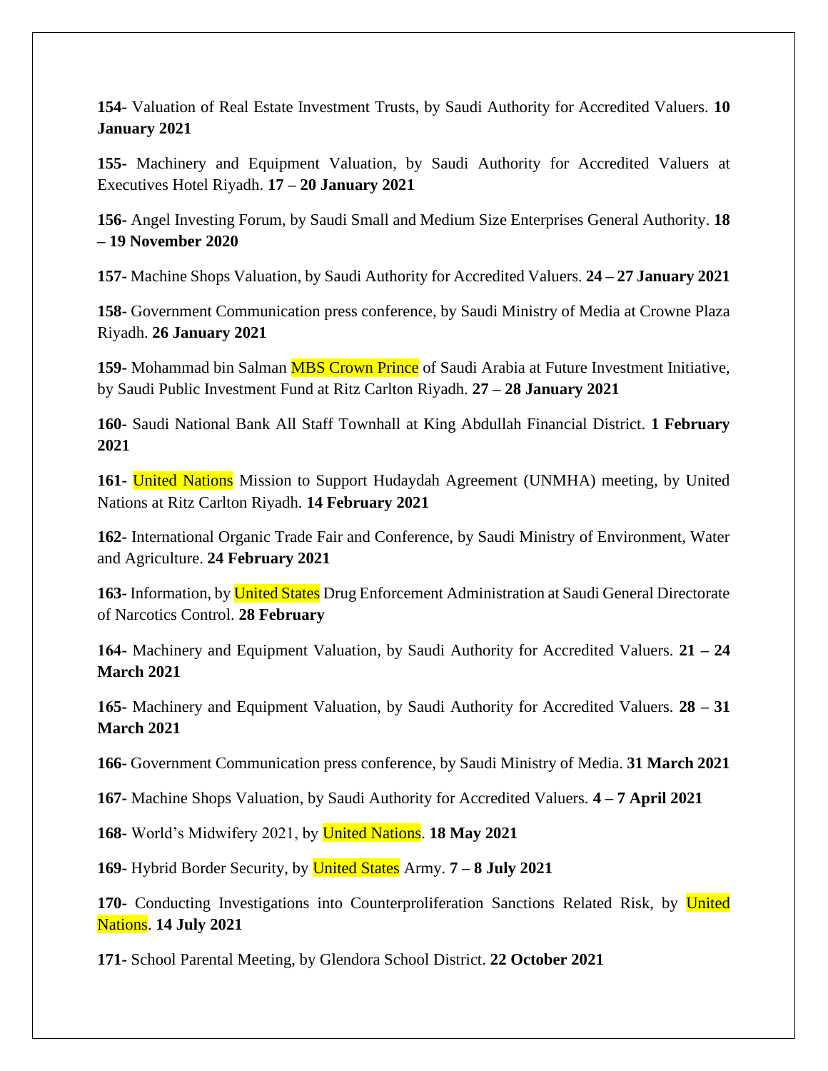**154-** Valuation of Real Estate Investment Trusts, by Saudi Authority for Accredited Valuers. **10 January 2021**

**155-** Machinery and Equipment Valuation, by Saudi Authority for Accredited Valuers at Executives Hotel Riyadh. **17 – 20 January 2021**

**156-** Angel Investing Forum, by Saudi Small and Medium Size Enterprises General Authority. **18 – 19 November 2020**

**157-** Machine Shops Valuation, by Saudi Authority for Accredited Valuers. **24 – 27 January 2021**

**158-** Government Communication press conference, by Saudi Ministry of Media at Crowne Plaza Riyadh. **26 January 2021**

**159-** Mohammad bin Salman MBS Crown Prince of Saudi Arabia at Future Investment Initiative, by Saudi Public Investment Fund at Ritz Carlton Riyadh. **27 – 28 January 2021**

**160-** Saudi National Bank All Staff Townhall at King Abdullah Financial District. **1 February 2021**

**161-** United Nations Mission to Support Hudaydah Agreement (UNMHA) meeting, by United Nations at Ritz Carlton Riyadh. **14 February 2021**

**162-** International Organic Trade Fair and Conference, by Saudi Ministry of Environment, Water and Agriculture. **24 February 2021**

**163-** Information, by United States Drug Enforcement Administration at Saudi General Directorate of Narcotics Control. **28 February**

**164-** Machinery and Equipment Valuation, by Saudi Authority for Accredited Valuers. **21 – 24 March 2021**

**165-** Machinery and Equipment Valuation, by Saudi Authority for Accredited Valuers. **28 – 31 March 2021**

**166-** Government Communication press conference, by Saudi Ministry of Media. **31 March 2021**

**167-** Machine Shops Valuation, by Saudi Authority for Accredited Valuers. **4 – 7 April 2021**

**168-** World's Midwifery 2021, by United Nations. **18 May 2021**

**169-** Hybrid Border Security, by United States Army. **7 – 8 July 2021**

**170-** Conducting Investigations into Counterproliferation Sanctions Related Risk, by United Nations. **14 July 2021**

**171-** School Parental Meeting, by Glendora School District. **22 October 2021**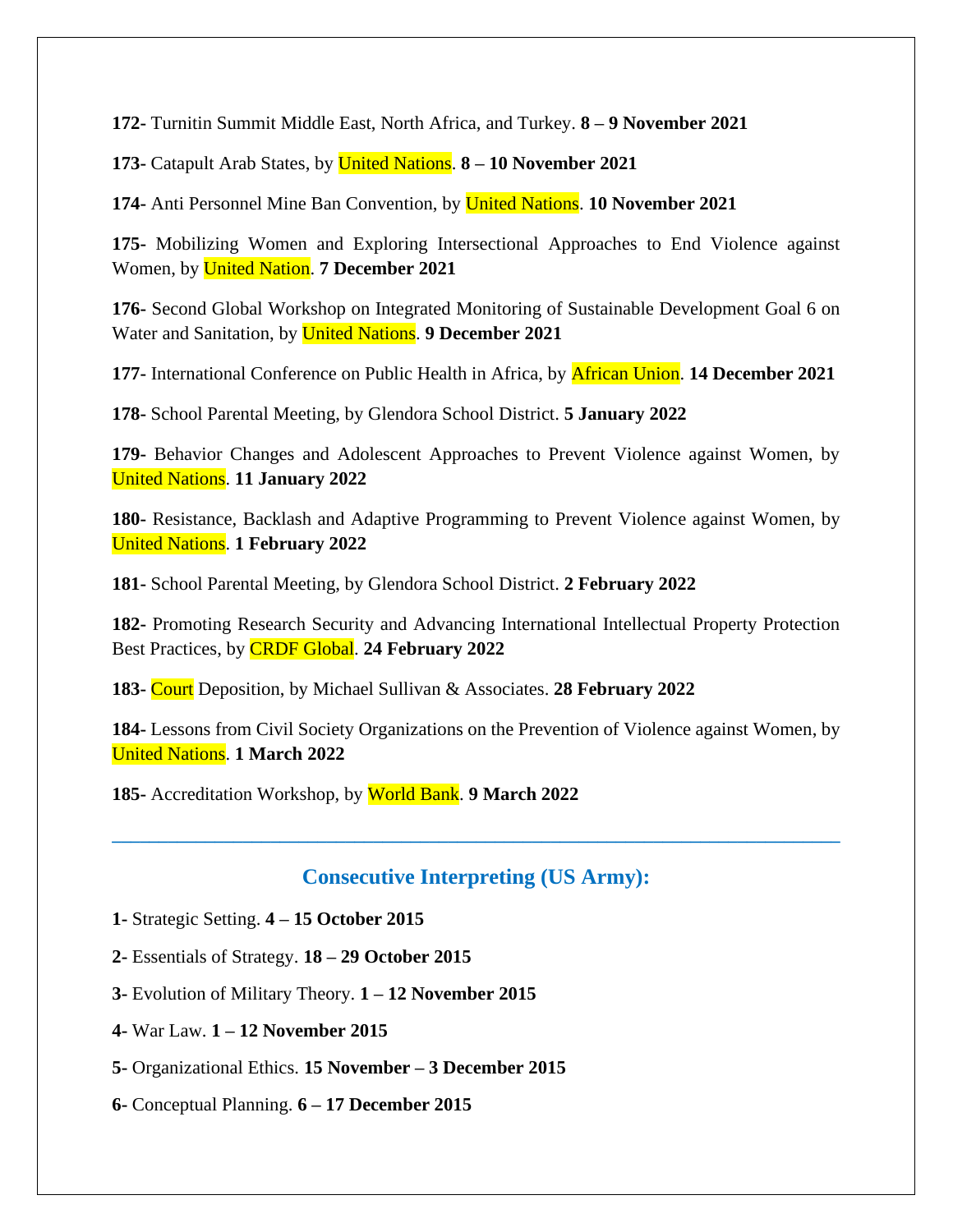**172-** Turnitin Summit Middle East, North Africa, and Turkey. **8 – 9 November 2021**

**173-** Catapult Arab States, by United Nations. **8 – 10 November 2021**

**174-** Anti Personnel Mine Ban Convention, by United Nations. **10 November 2021**

**175-** Mobilizing Women and Exploring Intersectional Approaches to End Violence against Women, by United Nation. **7 December 2021**

**176-** Second Global Workshop on Integrated Monitoring of Sustainable Development Goal 6 on Water and Sanitation, by United Nations. **9 December 2021**

**177-** International Conference on Public Health in Africa, by African Union. **14 December 2021**

**178-** School Parental Meeting, by Glendora School District. **5 January 2022**

**179-** Behavior Changes and Adolescent Approaches to Prevent Violence against Women, by United Nations. **11 January 2022**

**180-** Resistance, Backlash and Adaptive Programming to Prevent Violence against Women, by United Nations. **1 February 2022**

**181-** School Parental Meeting, by Glendora School District. **2 February 2022**

**182-** Promoting Research Security and Advancing International Intellectual Property Protection Best Practices, by CRDF Global. **24 February 2022**

**183-** Court Deposition, by Michael Sullivan & Associates. **28 February 2022**

**184-** Lessons from Civil Society Organizations on the Prevention of Violence against Women, by United Nations. **1 March 2022**

**185-** Accreditation Workshop, by World Bank. **9 March 2022**

---

## Consecutive Interpreting (US Army):

**1-** Strategic Setting. **4 – 15 October 2015**

**2-** Essentials of Strategy. **18 – 29 October 2015**

**3-** Evolution of Military Theory. **1 – 12 November 2015**

**4-** War Law. **1 – 12 November 2015**

**5-** Organizational Ethics. **15 November – 3 December 2015**

**6-** Conceptual Planning. **6 – 17 December 2015**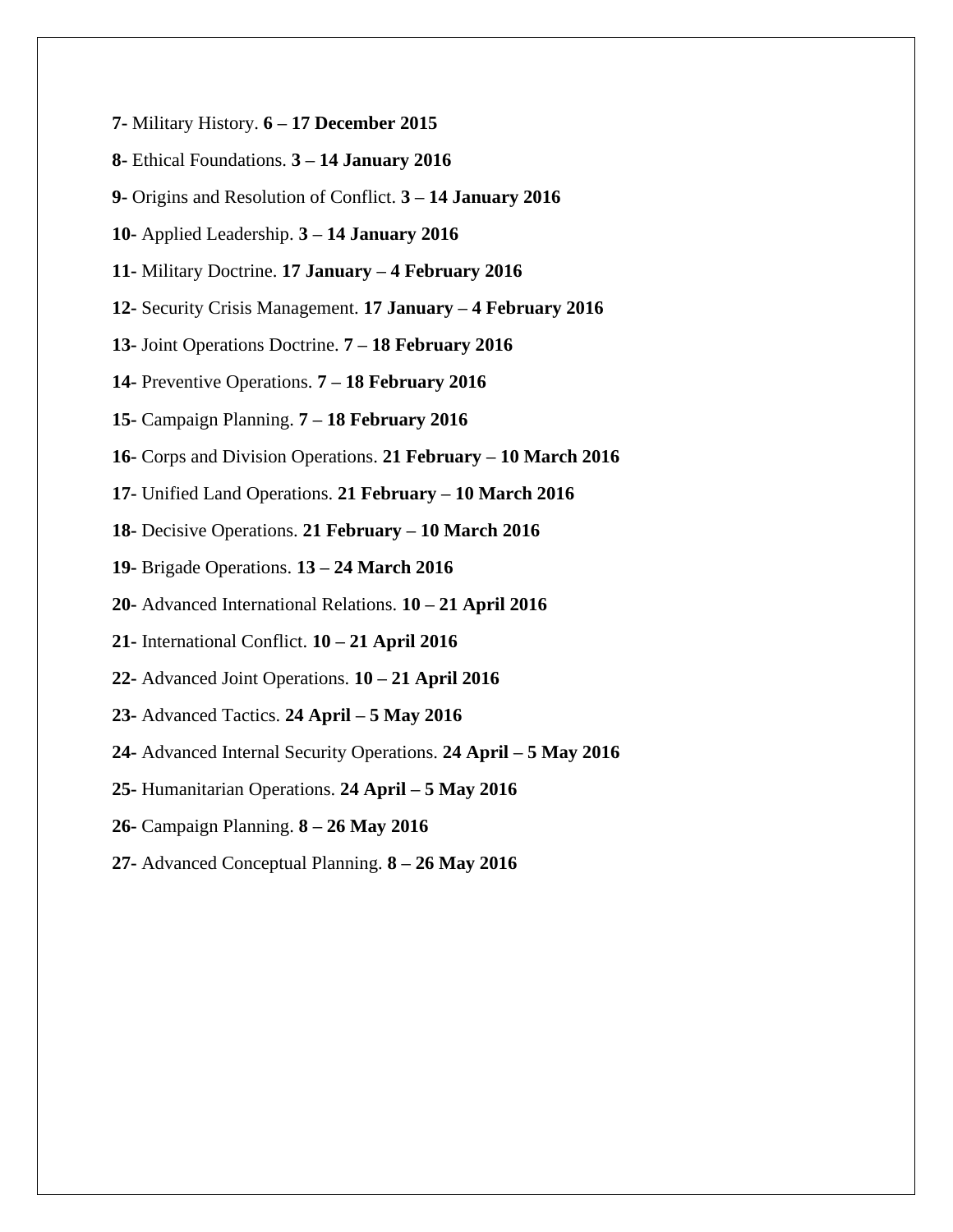**7-** Military History. **6 – 17 December 2015**

**8-** Ethical Foundations. **3 – 14 January 2016**

**9-** Origins and Resolution of Conflict. **3 – 14 January 2016**

**10-** Applied Leadership. **3 – 14 January 2016**

**11-** Military Doctrine. **17 January – 4 February 2016**

**12-** Security Crisis Management. **17 January – 4 February 2016**

**13-** Joint Operations Doctrine. **7 – 18 February 2016**

**14-** Preventive Operations. **7 – 18 February 2016**

**15-** Campaign Planning. **7 – 18 February 2016**

**16-** Corps and Division Operations. **21 February – 10 March 2016**

**17-** Unified Land Operations. **21 February – 10 March 2016**

**18-** Decisive Operations. **21 February – 10 March 2016**

**19-** Brigade Operations. **13 – 24 March 2016**

**20-** Advanced International Relations. **10 – 21 April 2016**

**21-** International Conflict. **10 – 21 April 2016**

**22-** Advanced Joint Operations. **10 – 21 April 2016**

**23-** Advanced Tactics. **24 April – 5 May 2016**

**24-** Advanced Internal Security Operations. **24 April – 5 May 2016**

**25-** Humanitarian Operations. **24 April – 5 May 2016**

**26-** Campaign Planning. **8 – 26 May 2016**

**27-** Advanced Conceptual Planning. **8 – 26 May 2016**